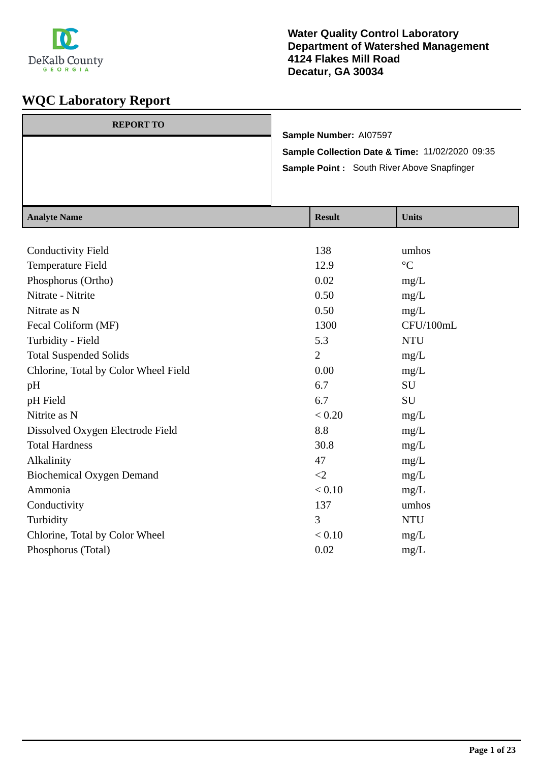DeKalb County
GEORGIA

**Water Quality Control Laboratory**
**Department of Watershed Management**
**4124 Flakes Mill Road**
**Decatur, GA 30034**

# WQC Laboratory Report

| REPORT TO |
|---|
| |

**Sample Number:** AI07597

**Sample Collection Date & Time:** 11/02/2020 09:35

**Sample Point :** South River Above Snapfinger

| Analyte Name | Result | Units |
|---|---|---|
| Conductivity Field | 138 | umhos |
| Temperature Field | 12.9 | °C |
| Phosphorus (Ortho) | 0.02 | mg/L |
| Nitrate - Nitrite | 0.50 | mg/L |
| Nitrate as N | 0.50 | mg/L |
| Fecal Coliform (MF) | 1300 | CFU/100mL |
| Turbidity - Field | 5.3 | NTU |
| Total Suspended Solids | 2 | mg/L |
| Chlorine, Total by Color Wheel Field | 0.00 | mg/L |
| pH | 6.7 | SU |
| pH Field | 6.7 | SU |
| Nitrite as N | < 0.20 | mg/L |
| Dissolved Oxygen Electrode Field | 8.8 | mg/L |
| Total Hardness | 30.8 | mg/L |
| Alkalinity | 47 | mg/L |
| Biochemical Oxygen Demand | <2 | mg/L |
| Ammonia | < 0.10 | mg/L |
| Conductivity | 137 | umhos |
| Turbidity | 3 | NTU |
| Chlorine, Total by Color Wheel | < 0.10 | mg/L |
| Phosphorus (Total) | 0.02 | mg/L |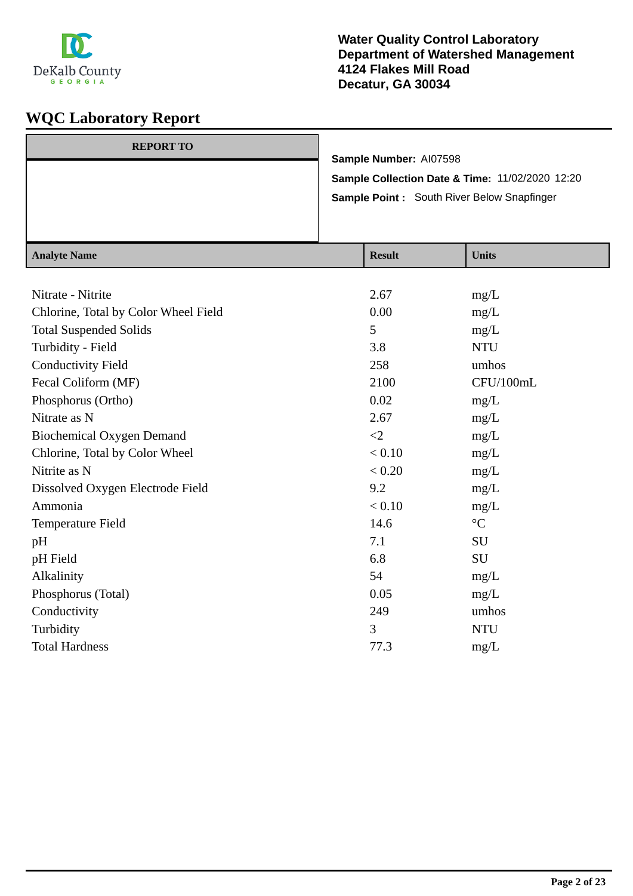Water Quality Control Laboratory
Department of Watershed Management
4124 Flakes Mill Road
Decatur, GA 30034

# WQC Laboratory Report

| REPORT TO |
|---|
| |

**Sample Number:** AI07598

**Sample Collection Date & Time:** 11/02/2020 12:20

**Sample Point :** South River Below Snapfinger

| Analyte Name | Result | Units |
|---|---|---|
| Nitrate - Nitrite | 2.67 | mg/L |
| Chlorine, Total by Color Wheel Field | 0.00 | mg/L |
| Total Suspended Solids | 5 | mg/L |
| Turbidity - Field | 3.8 | NTU |
| Conductivity Field | 258 | umhos |
| Fecal Coliform (MF) | 2100 | CFU/100mL |
| Phosphorus (Ortho) | 0.02 | mg/L |
| Nitrate as N | 2.67 | mg/L |
| Biochemical Oxygen Demand | <2 | mg/L |
| Chlorine, Total by Color Wheel | < 0.10 | mg/L |
| Nitrite as N | < 0.20 | mg/L |
| Dissolved Oxygen Electrode Field | 9.2 | mg/L |
| Ammonia | < 0.10 | mg/L |
| Temperature Field | 14.6 | °C |
| pH | 7.1 | SU |
| pH Field | 6.8 | SU |
| Alkalinity | 54 | mg/L |
| Phosphorus (Total) | 0.05 | mg/L |
| Conductivity | 249 | umhos |
| Turbidity | 3 | NTU |
| Total Hardness | 77.3 | mg/L |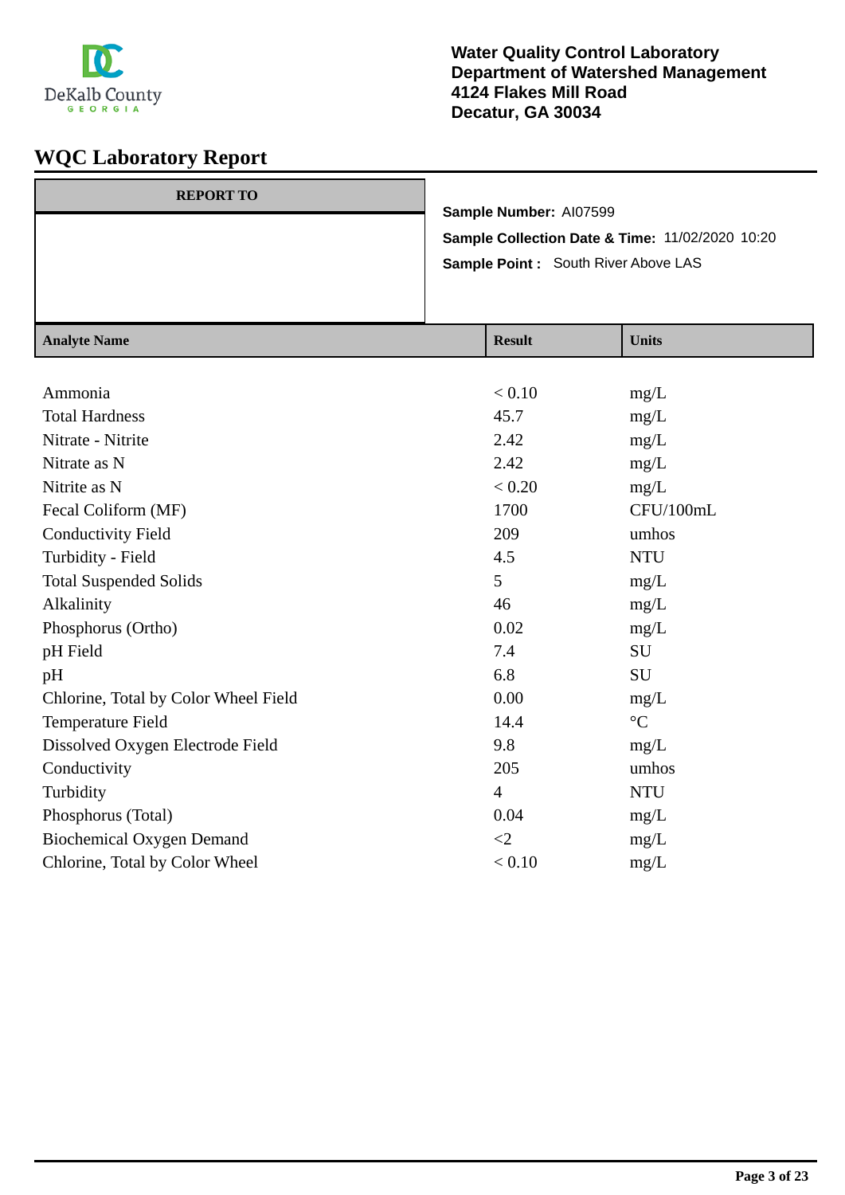DeKalb County
GEORGIA

**Water Quality Control Laboratory**
**Department of Watershed Management**
**4124 Flakes Mill Road**
**Decatur, GA 30034**

# WQC Laboratory Report

| REPORT TO |
|---|
| |

**Sample Number:** AI07599

**Sample Collection Date & Time:** 11/02/2020 10:20

**Sample Point :** South River Above LAS

| Analyte Name | Result | Units |
|---|---|---|
| Ammonia | < 0.10 | mg/L |
| Total Hardness | 45.7 | mg/L |
| Nitrate - Nitrite | 2.42 | mg/L |
| Nitrate as N | 2.42 | mg/L |
| Nitrite as N | < 0.20 | mg/L |
| Fecal Coliform (MF) | 1700 | CFU/100mL |
| Conductivity Field | 209 | umhos |
| Turbidity - Field | 4.5 | NTU |
| Total Suspended Solids | 5 | mg/L |
| Alkalinity | 46 | mg/L |
| Phosphorus (Ortho) | 0.02 | mg/L |
| pH Field | 7.4 | SU |
| pH | 6.8 | SU |
| Chlorine, Total by Color Wheel Field | 0.00 | mg/L |
| Temperature Field | 14.4 | °C |
| Dissolved Oxygen Electrode Field | 9.8 | mg/L |
| Conductivity | 205 | umhos |
| Turbidity | 4 | NTU |
| Phosphorus (Total) | 0.04 | mg/L |
| Biochemical Oxygen Demand | <2 | mg/L |
| Chlorine, Total by Color Wheel | < 0.10 | mg/L |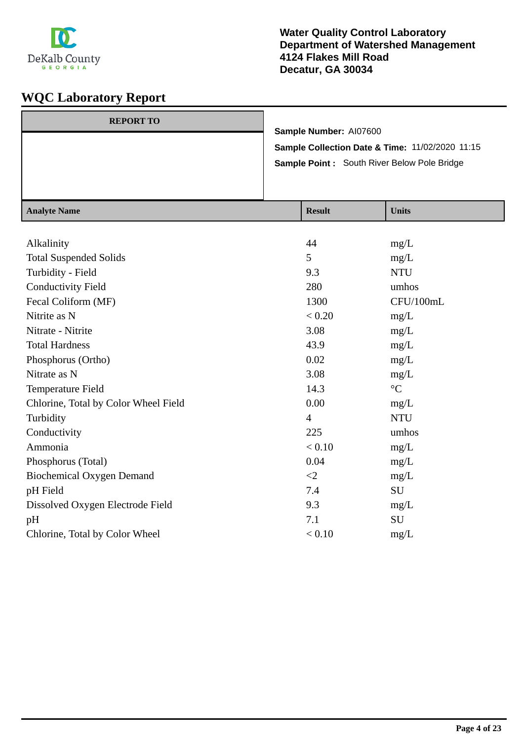DeKalb County
GEORGIA

**Water Quality Control Laboratory**
**Department of Watershed Management**
**4124 Flakes Mill Road**
**Decatur, GA 30034**

# WQC Laboratory Report

| REPORT TO |
| --- |
| |

**Sample Number:** AI07600

**Sample Collection Date & Time:** 11/02/2020 11:15

**Sample Point :** South River Below Pole Bridge

| Analyte Name | Result | Units |
| --- | --- | --- |
| Alkalinity | 44 | mg/L |
| Total Suspended Solids | 5 | mg/L |
| Turbidity - Field | 9.3 | NTU |
| Conductivity Field | 280 | umhos |
| Fecal Coliform (MF) | 1300 | CFU/100mL |
| Nitrite as N | < 0.20 | mg/L |
| Nitrate - Nitrite | 3.08 | mg/L |
| Total Hardness | 43.9 | mg/L |
| Phosphorus (Ortho) | 0.02 | mg/L |
| Nitrate as N | 3.08 | mg/L |
| Temperature Field | 14.3 | °C |
| Chlorine, Total by Color Wheel Field | 0.00 | mg/L |
| Turbidity | 4 | NTU |
| Conductivity | 225 | umhos |
| Ammonia | < 0.10 | mg/L |
| Phosphorus (Total) | 0.04 | mg/L |
| Biochemical Oxygen Demand | <2 | mg/L |
| pH Field | 7.4 | SU |
| Dissolved Oxygen Electrode Field | 9.3 | mg/L |
| pH | 7.1 | SU |
| Chlorine, Total by Color Wheel | < 0.10 | mg/L |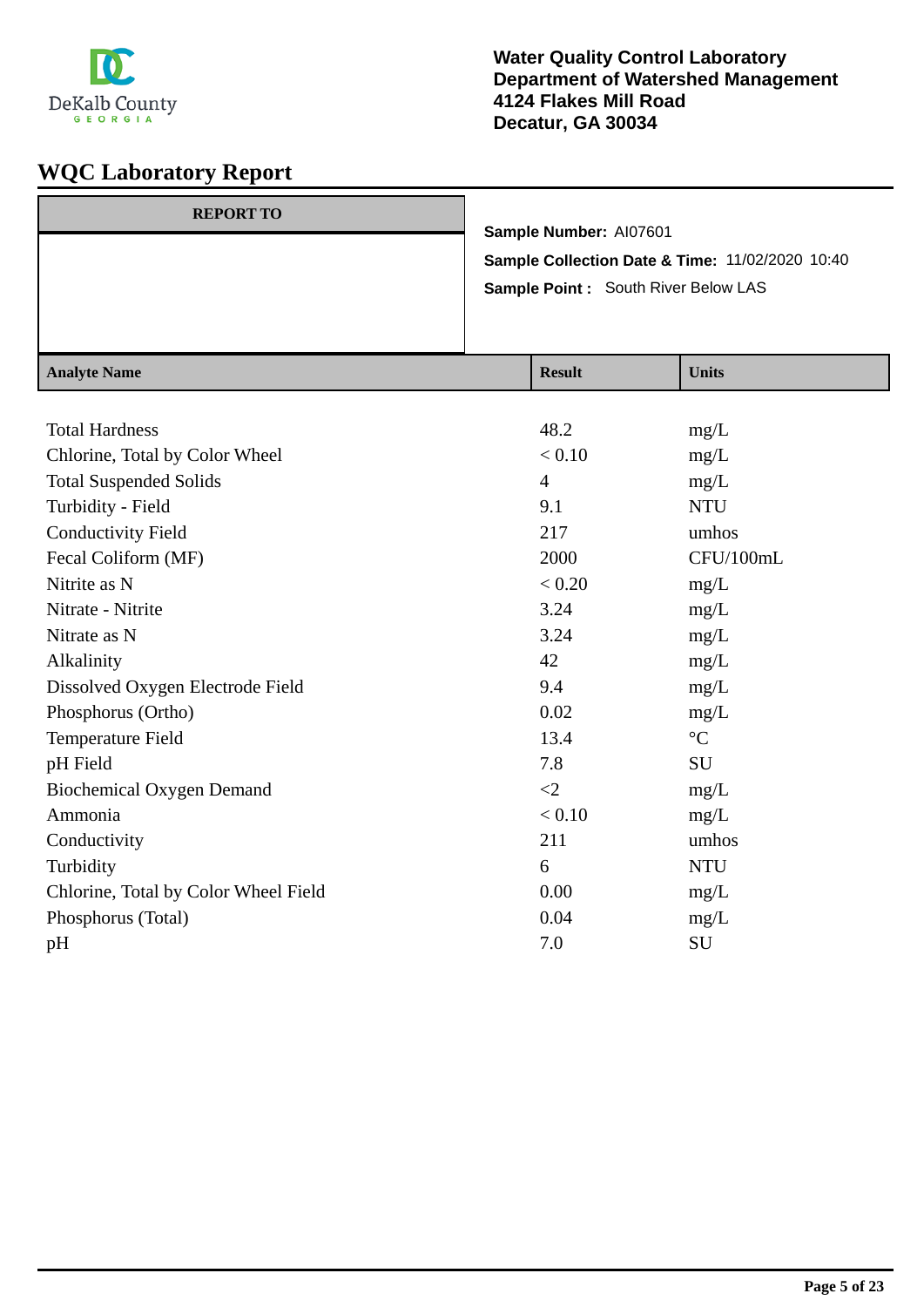DeKalb County GEORGIA

**Water Quality Control Laboratory**
**Department of Watershed Management**
**4124 Flakes Mill Road**
**Decatur, GA 30034**

# WQC Laboratory Report

| REPORT TO |
| --- |
| |

**Sample Number:** AI07601

**Sample Collection Date & Time:** 11/02/2020 10:40

**Sample Point :** South River Below LAS

| Analyte Name | Result | Units |
| --- | --- | --- |
| Total Hardness | 48.2 | mg/L |
| Chlorine, Total by Color Wheel | < 0.10 | mg/L |
| Total Suspended Solids | 4 | mg/L |
| Turbidity - Field | 9.1 | NTU |
| Conductivity Field | 217 | umhos |
| Fecal Coliform (MF) | 2000 | CFU/100mL |
| Nitrite as N | < 0.20 | mg/L |
| Nitrate - Nitrite | 3.24 | mg/L |
| Nitrate as N | 3.24 | mg/L |
| Alkalinity | 42 | mg/L |
| Dissolved Oxygen Electrode Field | 9.4 | mg/L |
| Phosphorus (Ortho) | 0.02 | mg/L |
| Temperature Field | 13.4 | °C |
| pH Field | 7.8 | SU |
| Biochemical Oxygen Demand | <2 | mg/L |
| Ammonia | < 0.10 | mg/L |
| Conductivity | 211 | umhos |
| Turbidity | 6 | NTU |
| Chlorine, Total by Color Wheel Field | 0.00 | mg/L |
| Phosphorus (Total) | 0.04 | mg/L |
| pH | 7.0 | SU |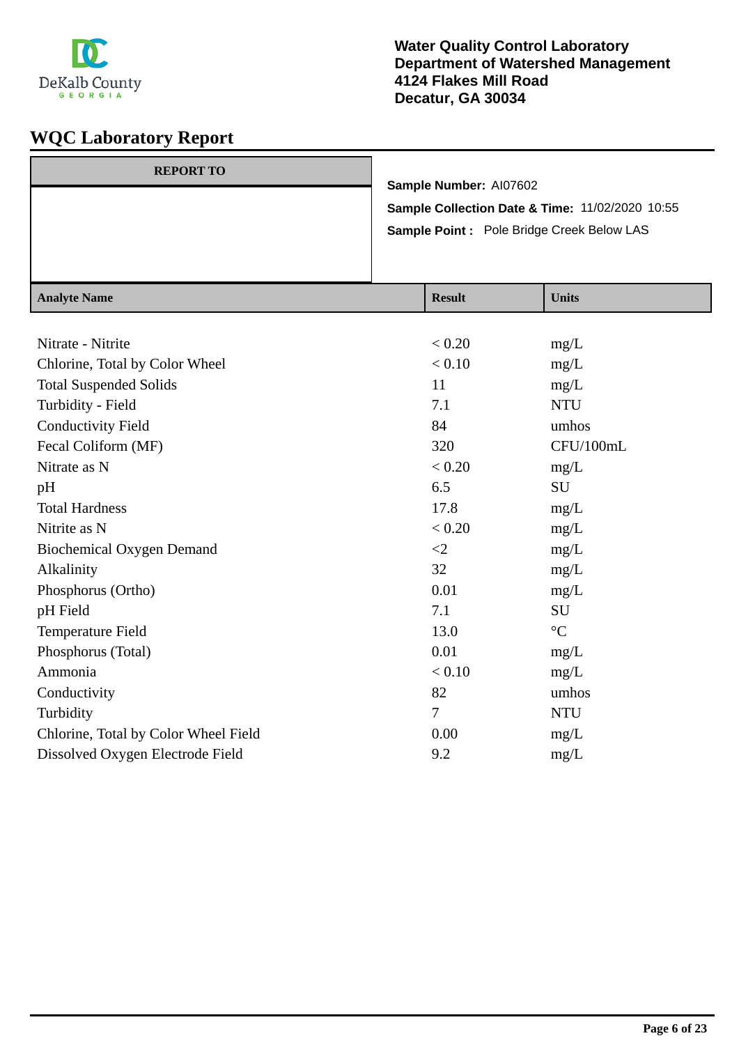**Water Quality Control Laboratory**
**Department of Watershed Management**
**4124 Flakes Mill Road**
**Decatur, GA 30034**

# WQC Laboratory Report

| REPORT TO |
|---|
| |

**Sample Number:** AI07602

**Sample Collection Date & Time:** 11/02/2020 10:55

**Sample Point :** Pole Bridge Creek Below LAS

| Analyte Name | Result | Units |
|---|---|---|
| Nitrate - Nitrite | < 0.20 | mg/L |
| Chlorine, Total by Color Wheel | < 0.10 | mg/L |
| Total Suspended Solids | 11 | mg/L |
| Turbidity - Field | 7.1 | NTU |
| Conductivity Field | 84 | umhos |
| Fecal Coliform (MF) | 320 | CFU/100mL |
| Nitrate as N | < 0.20 | mg/L |
| pH | 6.5 | SU |
| Total Hardness | 17.8 | mg/L |
| Nitrite as N | < 0.20 | mg/L |
| Biochemical Oxygen Demand | <2 | mg/L |
| Alkalinity | 32 | mg/L |
| Phosphorus (Ortho) | 0.01 | mg/L |
| pH Field | 7.1 | SU |
| Temperature Field | 13.0 | °C |
| Phosphorus (Total) | 0.01 | mg/L |
| Ammonia | < 0.10 | mg/L |
| Conductivity | 82 | umhos |
| Turbidity | 7 | NTU |
| Chlorine, Total by Color Wheel Field | 0.00 | mg/L |
| Dissolved Oxygen Electrode Field | 9.2 | mg/L |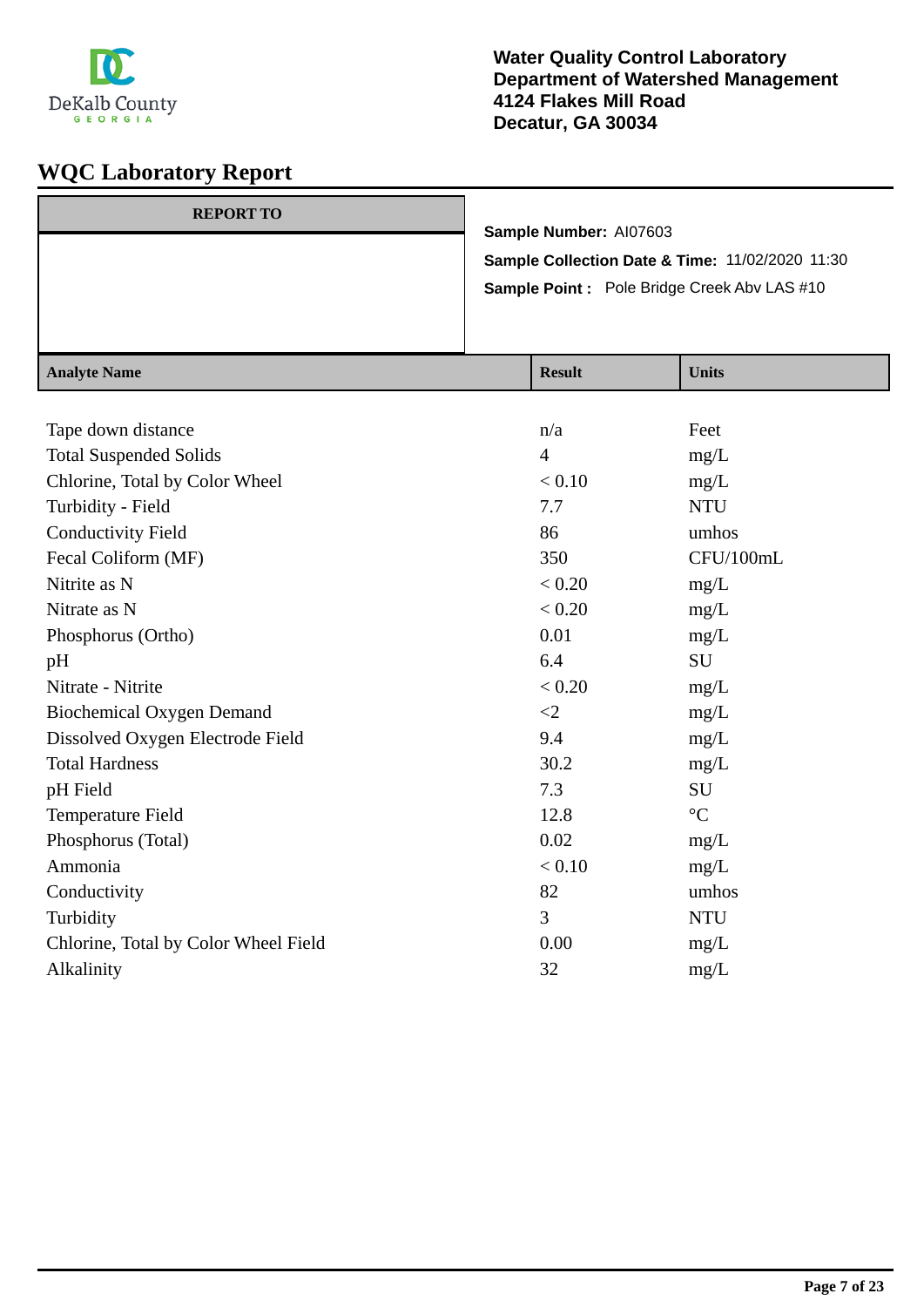DeKalb County GEORGIA

**Water Quality Control Laboratory**
**Department of Watershed Management**
**4124 Flakes Mill Road**
**Decatur, GA 30034**

# WQC Laboratory Report

| REPORT TO |
|---|
| |

**Sample Number:** AI07603

**Sample Collection Date & Time:** 11/02/2020 11:30

**Sample Point :** Pole Bridge Creek Abv LAS #10

| Analyte Name | Result | Units |
|---|---|---|
| Tape down distance | n/a | Feet |
| Total Suspended Solids | 4 | mg/L |
| Chlorine, Total by Color Wheel | < 0.10 | mg/L |
| Turbidity - Field | 7.7 | NTU |
| Conductivity Field | 86 | umhos |
| Fecal Coliform (MF) | 350 | CFU/100mL |
| Nitrite as N | < 0.20 | mg/L |
| Nitrate as N | < 0.20 | mg/L |
| Phosphorus (Ortho) | 0.01 | mg/L |
| pH | 6.4 | SU |
| Nitrate - Nitrite | < 0.20 | mg/L |
| Biochemical Oxygen Demand | <2 | mg/L |
| Dissolved Oxygen Electrode Field | 9.4 | mg/L |
| Total Hardness | 30.2 | mg/L |
| pH Field | 7.3 | SU |
| Temperature Field | 12.8 | °C |
| Phosphorus (Total) | 0.02 | mg/L |
| Ammonia | < 0.10 | mg/L |
| Conductivity | 82 | umhos |
| Turbidity | 3 | NTU |
| Chlorine, Total by Color Wheel Field | 0.00 | mg/L |
| Alkalinity | 32 | mg/L |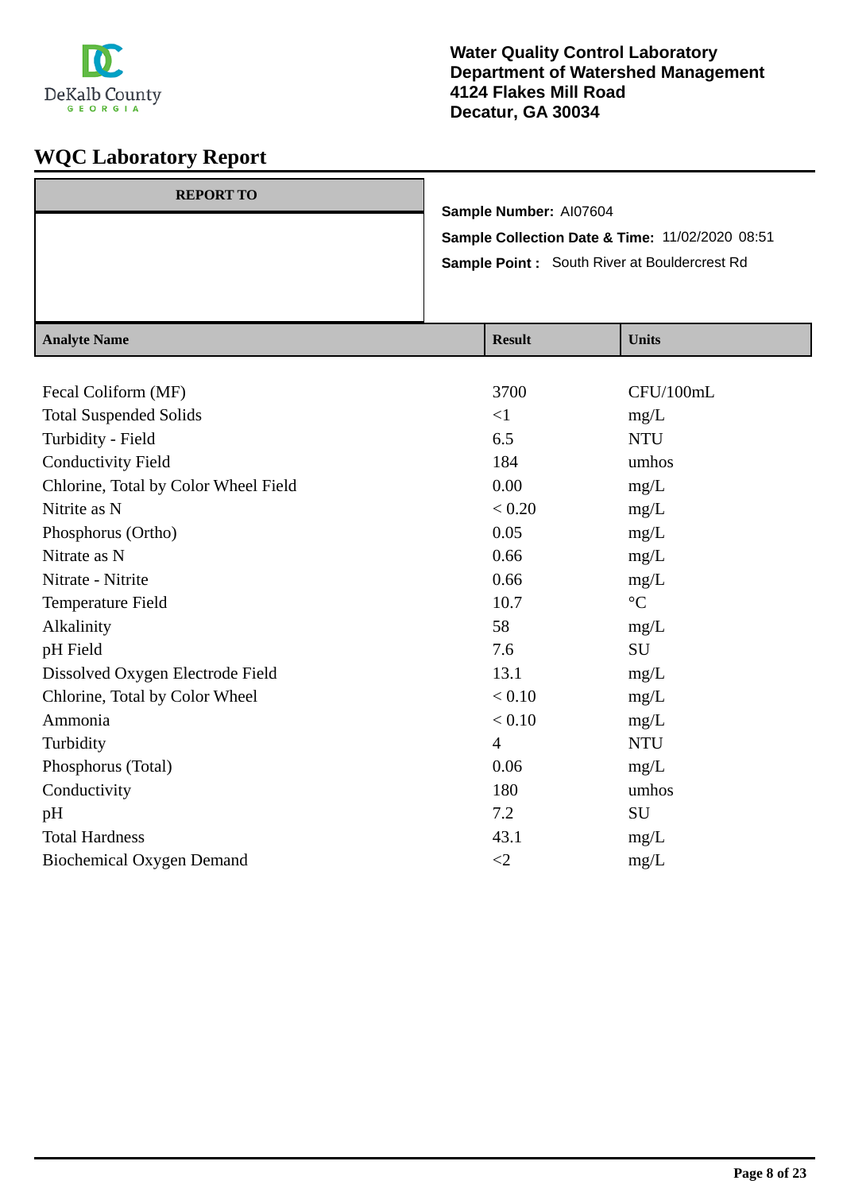DeKalb County GEORGIA

**Water Quality Control Laboratory**
**Department of Watershed Management**
**4124 Flakes Mill Road**
**Decatur, GA 30034**

# WQC Laboratory Report

| REPORT TO |
| --- |
| |

**Sample Number:** AI07604

**Sample Collection Date & Time:** 11/02/2020 08:51

**Sample Point :** South River at Bouldercrest Rd

| Analyte Name | Result | Units |
| --- | --- | --- |
| Fecal Coliform (MF) | 3700 | CFU/100mL |
| Total Suspended Solids | <1 | mg/L |
| Turbidity - Field | 6.5 | NTU |
| Conductivity Field | 184 | umhos |
| Chlorine, Total by Color Wheel Field | 0.00 | mg/L |
| Nitrite as N | < 0.20 | mg/L |
| Phosphorus (Ortho) | 0.05 | mg/L |
| Nitrate as N | 0.66 | mg/L |
| Nitrate - Nitrite | 0.66 | mg/L |
| Temperature Field | 10.7 | °C |
| Alkalinity | 58 | mg/L |
| pH Field | 7.6 | SU |
| Dissolved Oxygen Electrode Field | 13.1 | mg/L |
| Chlorine, Total by Color Wheel | < 0.10 | mg/L |
| Ammonia | < 0.10 | mg/L |
| Turbidity | 4 | NTU |
| Phosphorus (Total) | 0.06 | mg/L |
| Conductivity | 180 | umhos |
| pH | 7.2 | SU |
| Total Hardness | 43.1 | mg/L |
| Biochemical Oxygen Demand | <2 | mg/L |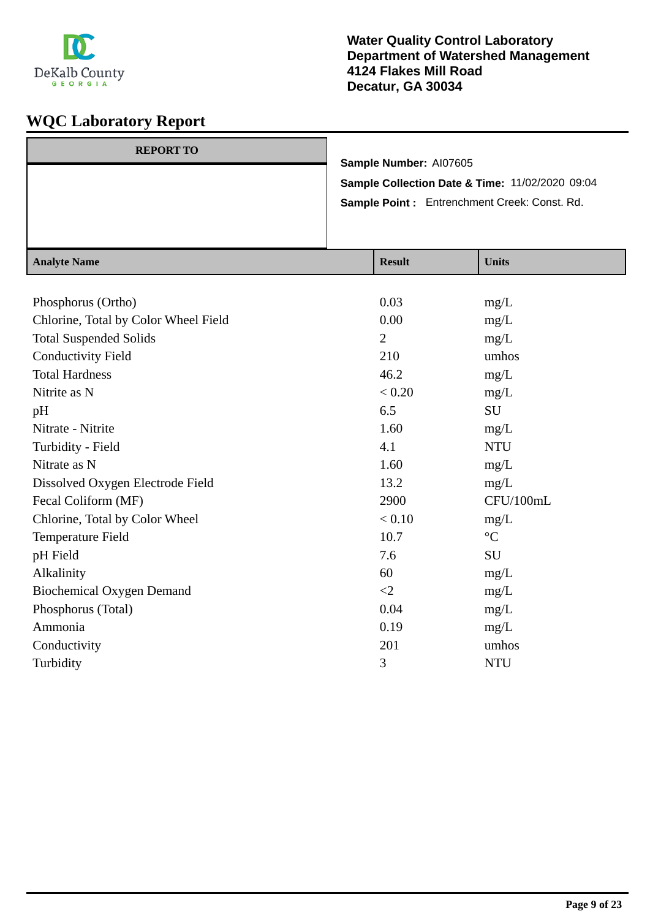DeKalb County GEORGIA

**Water Quality Control Laboratory**
**Department of Watershed Management**
**4124 Flakes Mill Road**
**Decatur, GA 30034**

# WQC Laboratory Report

| REPORT TO |
|---|
| |

**Sample Number:** AI07605

**Sample Collection Date & Time:** 11/02/2020 09:04

**Sample Point :** Entrenchment Creek: Const. Rd.

| Analyte Name | Result | Units |
|---|---|---|
| Phosphorus (Ortho) | 0.03 | mg/L |
| Chlorine, Total by Color Wheel Field | 0.00 | mg/L |
| Total Suspended Solids | 2 | mg/L |
| Conductivity Field | 210 | umhos |
| Total Hardness | 46.2 | mg/L |
| Nitrite as N | < 0.20 | mg/L |
| pH | 6.5 | SU |
| Nitrate - Nitrite | 1.60 | mg/L |
| Turbidity - Field | 4.1 | NTU |
| Nitrate as N | 1.60 | mg/L |
| Dissolved Oxygen Electrode Field | 13.2 | mg/L |
| Fecal Coliform (MF) | 2900 | CFU/100mL |
| Chlorine, Total by Color Wheel | < 0.10 | mg/L |
| Temperature Field | 10.7 | °C |
| pH Field | 7.6 | SU |
| Alkalinity | 60 | mg/L |
| Biochemical Oxygen Demand | <2 | mg/L |
| Phosphorus (Total) | 0.04 | mg/L |
| Ammonia | 0.19 | mg/L |
| Conductivity | 201 | umhos |
| Turbidity | 3 | NTU |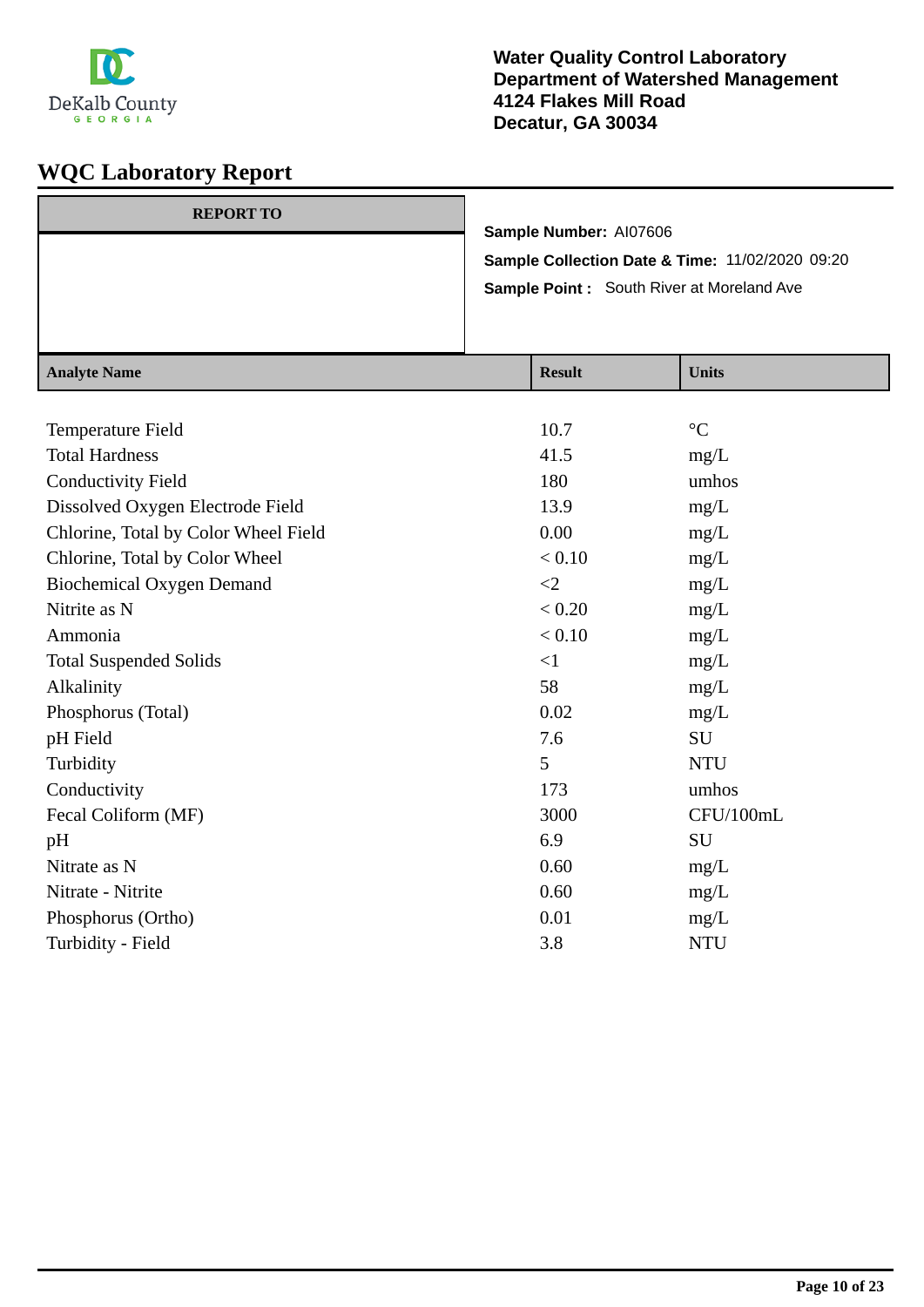DeKalb County
GEORGIA

**Water Quality Control Laboratory**
**Department of Watershed Management**
**4124 Flakes Mill Road**
**Decatur, GA 30034**

# WQC Laboratory Report

| REPORT TO |
| --- |
| |

**Sample Number:** AI07606

**Sample Collection Date & Time:** 11/02/2020 09:20

**Sample Point :** South River at Moreland Ave

| Analyte Name | Result | Units |
| --- | --- | --- |
| Temperature Field | 10.7 | °C |
| Total Hardness | 41.5 | mg/L |
| Conductivity Field | 180 | umhos |
| Dissolved Oxygen Electrode Field | 13.9 | mg/L |
| Chlorine, Total by Color Wheel Field | 0.00 | mg/L |
| Chlorine, Total by Color Wheel | < 0.10 | mg/L |
| Biochemical Oxygen Demand | <2 | mg/L |
| Nitrite as N | < 0.20 | mg/L |
| Ammonia | < 0.10 | mg/L |
| Total Suspended Solids | <1 | mg/L |
| Alkalinity | 58 | mg/L |
| Phosphorus (Total) | 0.02 | mg/L |
| pH Field | 7.6 | SU |
| Turbidity | 5 | NTU |
| Conductivity | 173 | umhos |
| Fecal Coliform (MF) | 3000 | CFU/100mL |
| pH | 6.9 | SU |
| Nitrate as N | 0.60 | mg/L |
| Nitrate - Nitrite | 0.60 | mg/L |
| Phosphorus (Ortho) | 0.01 | mg/L |
| Turbidity - Field | 3.8 | NTU |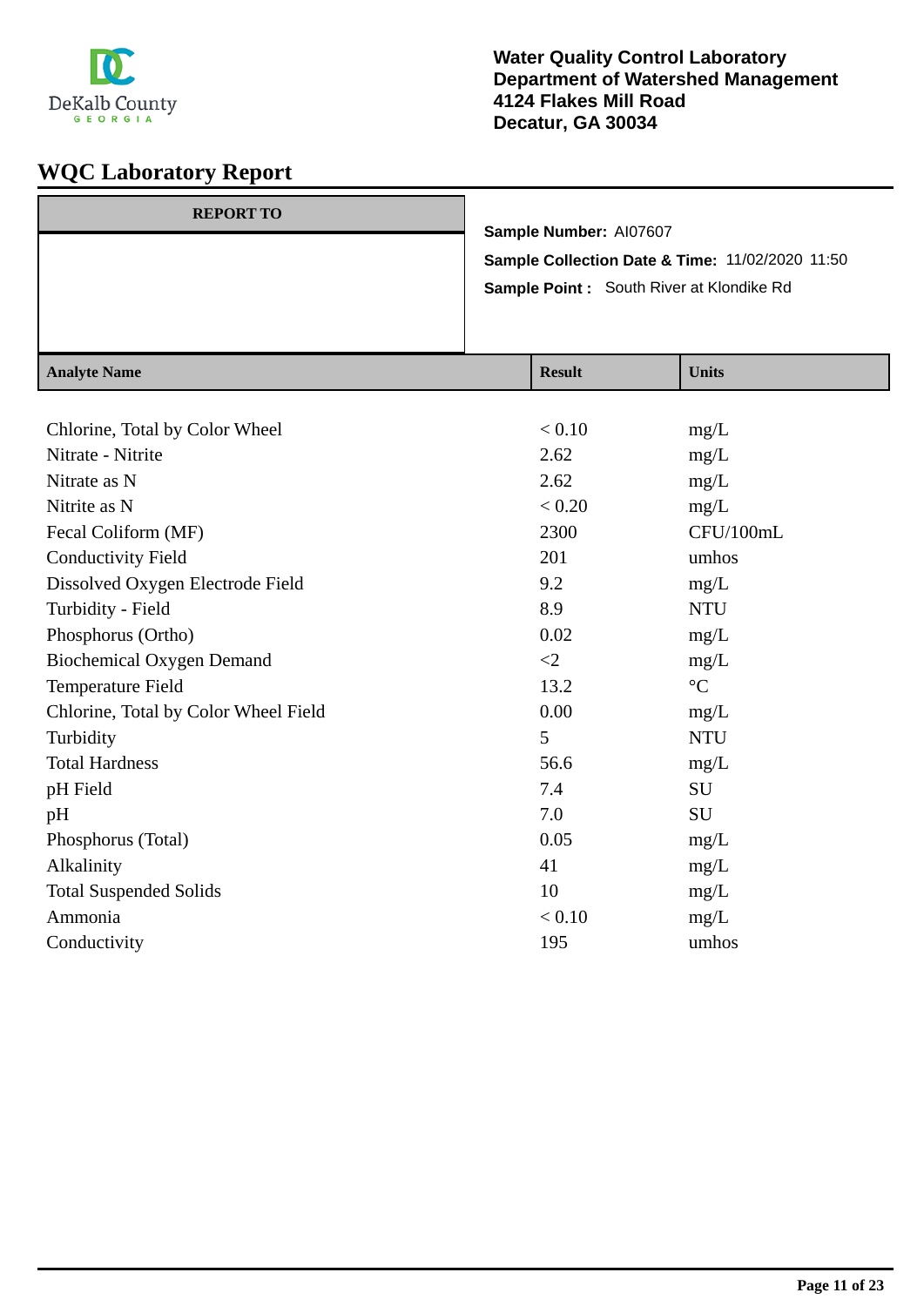DeKalb County GEORGIA

**Water Quality Control Laboratory**
**Department of Watershed Management**
**4124 Flakes Mill Road**
**Decatur, GA 30034**

# WQC Laboratory Report

| REPORT TO |
| --- |
| |

**Sample Number:** AI07607

**Sample Collection Date & Time:** 11/02/2020 11:50

**Sample Point :** South River at Klondike Rd

| Analyte Name | Result | Units |
| --- | --- | --- |
| Chlorine, Total by Color Wheel | < 0.10 | mg/L |
| Nitrate - Nitrite | 2.62 | mg/L |
| Nitrate as N | 2.62 | mg/L |
| Nitrite as N | < 0.20 | mg/L |
| Fecal Coliform (MF) | 2300 | CFU/100mL |
| Conductivity Field | 201 | umhos |
| Dissolved Oxygen Electrode Field | 9.2 | mg/L |
| Turbidity - Field | 8.9 | NTU |
| Phosphorus (Ortho) | 0.02 | mg/L |
| Biochemical Oxygen Demand | <2 | mg/L |
| Temperature Field | 13.2 | °C |
| Chlorine, Total by Color Wheel Field | 0.00 | mg/L |
| Turbidity | 5 | NTU |
| Total Hardness | 56.6 | mg/L |
| pH Field | 7.4 | SU |
| pH | 7.0 | SU |
| Phosphorus (Total) | 0.05 | mg/L |
| Alkalinity | 41 | mg/L |
| Total Suspended Solids | 10 | mg/L |
| Ammonia | < 0.10 | mg/L |
| Conductivity | 195 | umhos |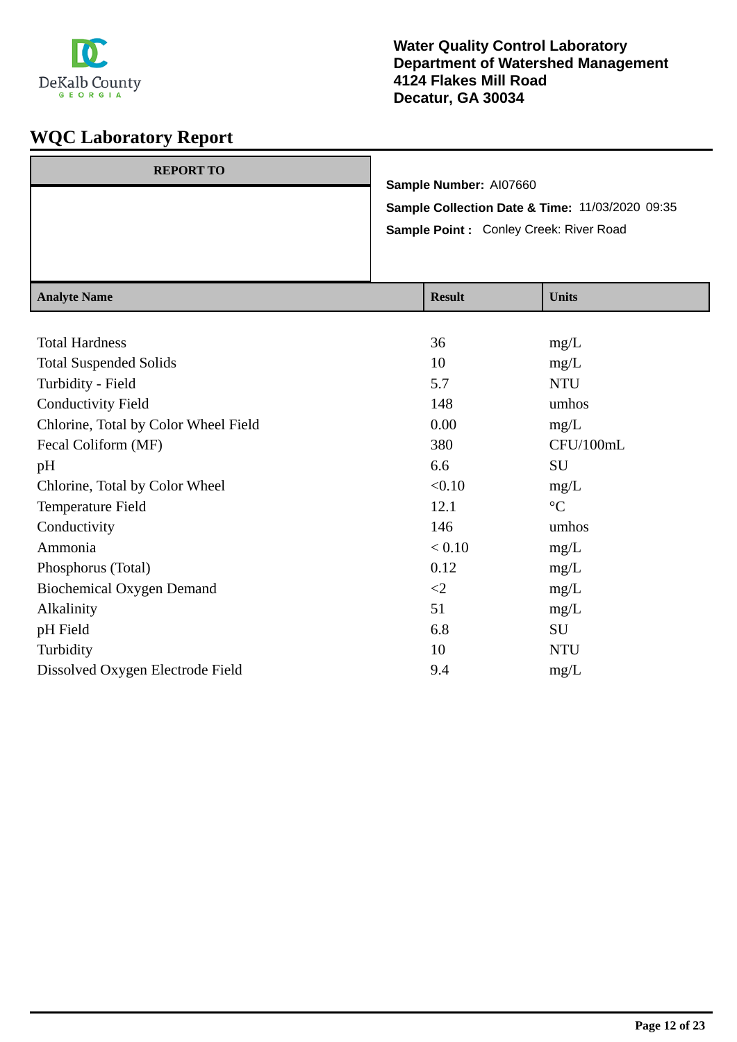**Water Quality Control Laboratory**
**Department of Watershed Management**
**4124 Flakes Mill Road**
**Decatur, GA 30034**

# WQC Laboratory Report

**REPORT TO**

**Sample Number:** AI07660

**Sample Collection Date & Time:** 11/03/2020 09:35

**Sample Point :** Conley Creek: River Road

| Analyte Name | Result | Units |
|---|---|---|
| Total Hardness | 36 | mg/L |
| Total Suspended Solids | 10 | mg/L |
| Turbidity - Field | 5.7 | NTU |
| Conductivity Field | 148 | umhos |
| Chlorine, Total by Color Wheel Field | 0.00 | mg/L |
| Fecal Coliform (MF) | 380 | CFU/100mL |
| pH | 6.6 | SU |
| Chlorine, Total by Color Wheel | <0.10 | mg/L |
| Temperature Field | 12.1 | °C |
| Conductivity | 146 | umhos |
| Ammonia | < 0.10 | mg/L |
| Phosphorus (Total) | 0.12 | mg/L |
| Biochemical Oxygen Demand | <2 | mg/L |
| Alkalinity | 51 | mg/L |
| pH Field | 6.8 | SU |
| Turbidity | 10 | NTU |
| Dissolved Oxygen Electrode Field | 9.4 | mg/L |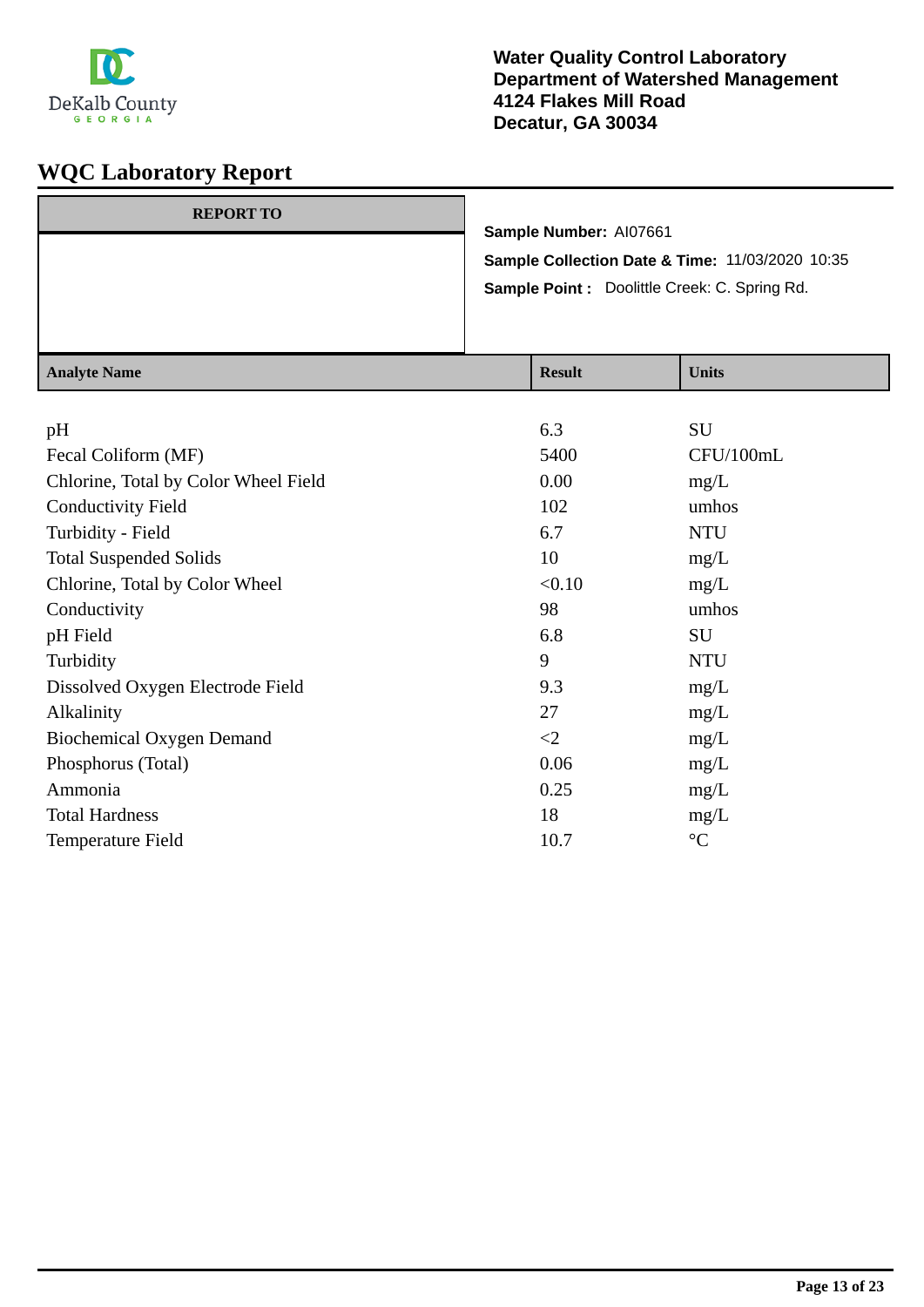Water Quality Control Laboratory
Department of Watershed Management
4124 Flakes Mill Road
Decatur, GA 30034

# WQC Laboratory Report

| REPORT TO |
|---|
| |

**Sample Number:** AI07661

**Sample Collection Date & Time:** 11/03/2020 10:35

**Sample Point :** Doolittle Creek: C. Spring Rd.

| Analyte Name | Result | Units |
|---|---|---|
| pH | 6.3 | SU |
| Fecal Coliform (MF) | 5400 | CFU/100mL |
| Chlorine, Total by Color Wheel Field | 0.00 | mg/L |
| Conductivity Field | 102 | umhos |
| Turbidity - Field | 6.7 | NTU |
| Total Suspended Solids | 10 | mg/L |
| Chlorine, Total by Color Wheel | <0.10 | mg/L |
| Conductivity | 98 | umhos |
| pH Field | 6.8 | SU |
| Turbidity | 9 | NTU |
| Dissolved Oxygen Electrode Field | 9.3 | mg/L |
| Alkalinity | 27 | mg/L |
| Biochemical Oxygen Demand | <2 | mg/L |
| Phosphorus (Total) | 0.06 | mg/L |
| Ammonia | 0.25 | mg/L |
| Total Hardness | 18 | mg/L |
| Temperature Field | 10.7 | °C |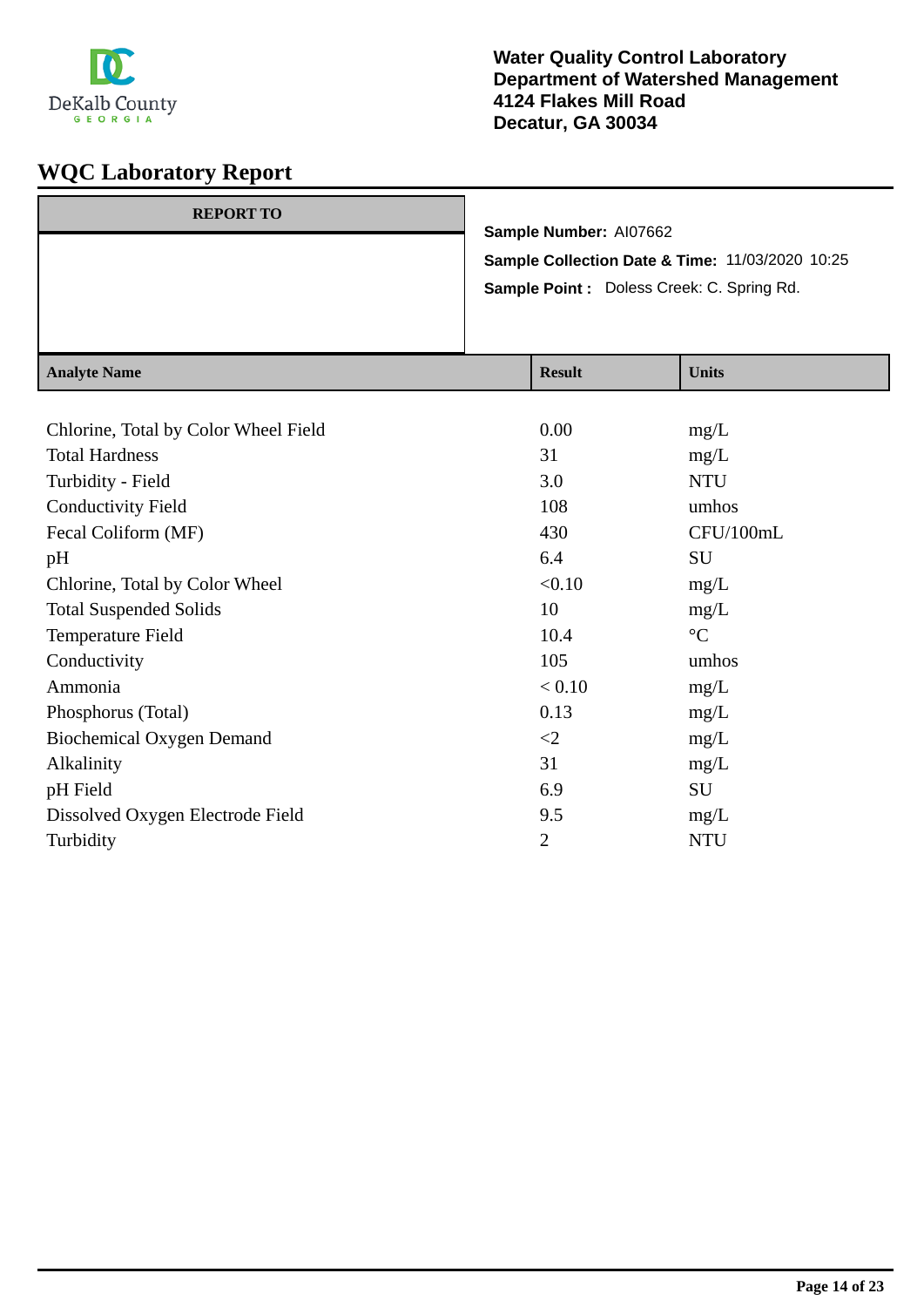DeKalb County
GEORGIA

**Water Quality Control Laboratory**
**Department of Watershed Management**
**4124 Flakes Mill Road**
**Decatur, GA 30034**

# WQC Laboratory Report

| REPORT TO |
|---|
| |

**Sample Number:** AI07662

**Sample Collection Date & Time:** 11/03/2020 10:25

**Sample Point :** Doless Creek: C. Spring Rd.

| Analyte Name | Result | Units |
|---|---|---|
| Chlorine, Total by Color Wheel Field | 0.00 | mg/L |
| Total Hardness | 31 | mg/L |
| Turbidity - Field | 3.0 | NTU |
| Conductivity Field | 108 | umhos |
| Fecal Coliform (MF) | 430 | CFU/100mL |
| pH | 6.4 | SU |
| Chlorine, Total by Color Wheel | <0.10 | mg/L |
| Total Suspended Solids | 10 | mg/L |
| Temperature Field | 10.4 | °C |
| Conductivity | 105 | umhos |
| Ammonia | < 0.10 | mg/L |
| Phosphorus (Total) | 0.13 | mg/L |
| Biochemical Oxygen Demand | <2 | mg/L |
| Alkalinity | 31 | mg/L |
| pH Field | 6.9 | SU |
| Dissolved Oxygen Electrode Field | 9.5 | mg/L |
| Turbidity | 2 | NTU |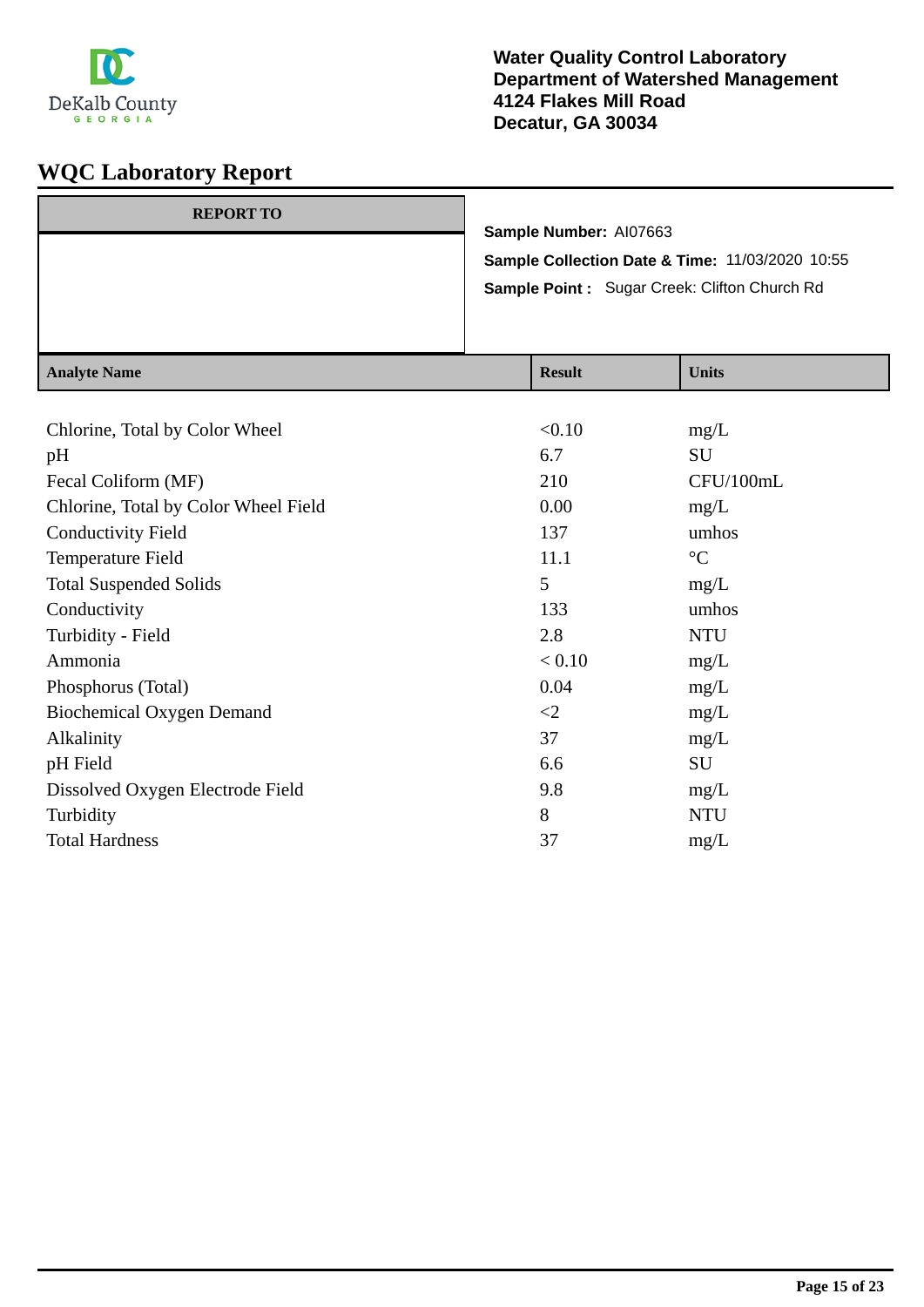**Water Quality Control Laboratory**
**Department of Watershed Management**
**4124 Flakes Mill Road**
**Decatur, GA 30034**

# WQC Laboratory Report

**REPORT TO**

**Sample Number:** AI07663

**Sample Collection Date & Time:** 11/03/2020 10:55

**Sample Point :** Sugar Creek: Clifton Church Rd

| Analyte Name | Result | Units |
|---|---|---|
| Chlorine, Total by Color Wheel | <0.10 | mg/L |
| pH | 6.7 | SU |
| Fecal Coliform (MF) | 210 | CFU/100mL |
| Chlorine, Total by Color Wheel Field | 0.00 | mg/L |
| Conductivity Field | 137 | umhos |
| Temperature Field | 11.1 | °C |
| Total Suspended Solids | 5 | mg/L |
| Conductivity | 133 | umhos |
| Turbidity - Field | 2.8 | NTU |
| Ammonia | < 0.10 | mg/L |
| Phosphorus (Total) | 0.04 | mg/L |
| Biochemical Oxygen Demand | <2 | mg/L |
| Alkalinity | 37 | mg/L |
| pH Field | 6.6 | SU |
| Dissolved Oxygen Electrode Field | 9.8 | mg/L |
| Turbidity | 8 | NTU |
| Total Hardness | 37 | mg/L |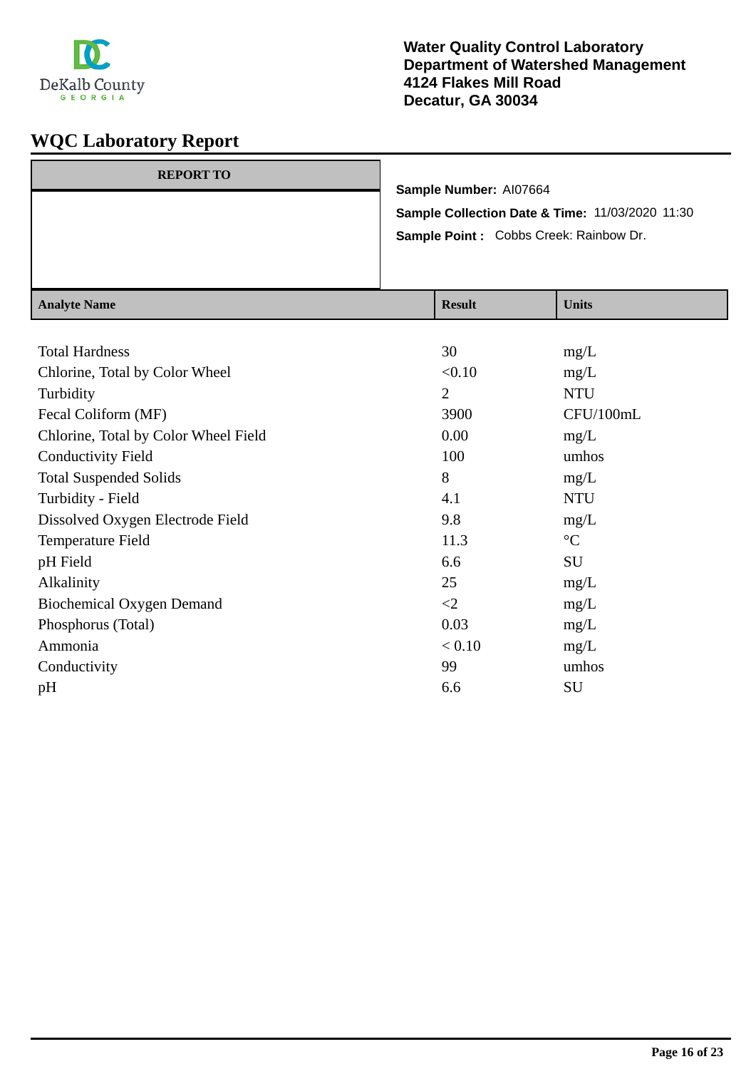**Water Quality Control Laboratory**
**Department of Watershed Management**
**4124 Flakes Mill Road**
**Decatur, GA 30034**

# WQC Laboratory Report

| REPORT TO |
|---|
| |

**Sample Number:** AI07664

**Sample Collection Date & Time:** 11/03/2020 11:30

**Sample Point :** Cobbs Creek: Rainbow Dr.

| Analyte Name | Result | Units |
|---|---|---|
| Total Hardness | 30 | mg/L |
| Chlorine, Total by Color Wheel | <0.10 | mg/L |
| Turbidity | 2 | NTU |
| Fecal Coliform (MF) | 3900 | CFU/100mL |
| Chlorine, Total by Color Wheel Field | 0.00 | mg/L |
| Conductivity Field | 100 | umhos |
| Total Suspended Solids | 8 | mg/L |
| Turbidity - Field | 4.1 | NTU |
| Dissolved Oxygen Electrode Field | 9.8 | mg/L |
| Temperature Field | 11.3 | °C |
| pH Field | 6.6 | SU |
| Alkalinity | 25 | mg/L |
| Biochemical Oxygen Demand | <2 | mg/L |
| Phosphorus (Total) | 0.03 | mg/L |
| Ammonia | < 0.10 | mg/L |
| Conductivity | 99 | umhos |
| pH | 6.6 | SU |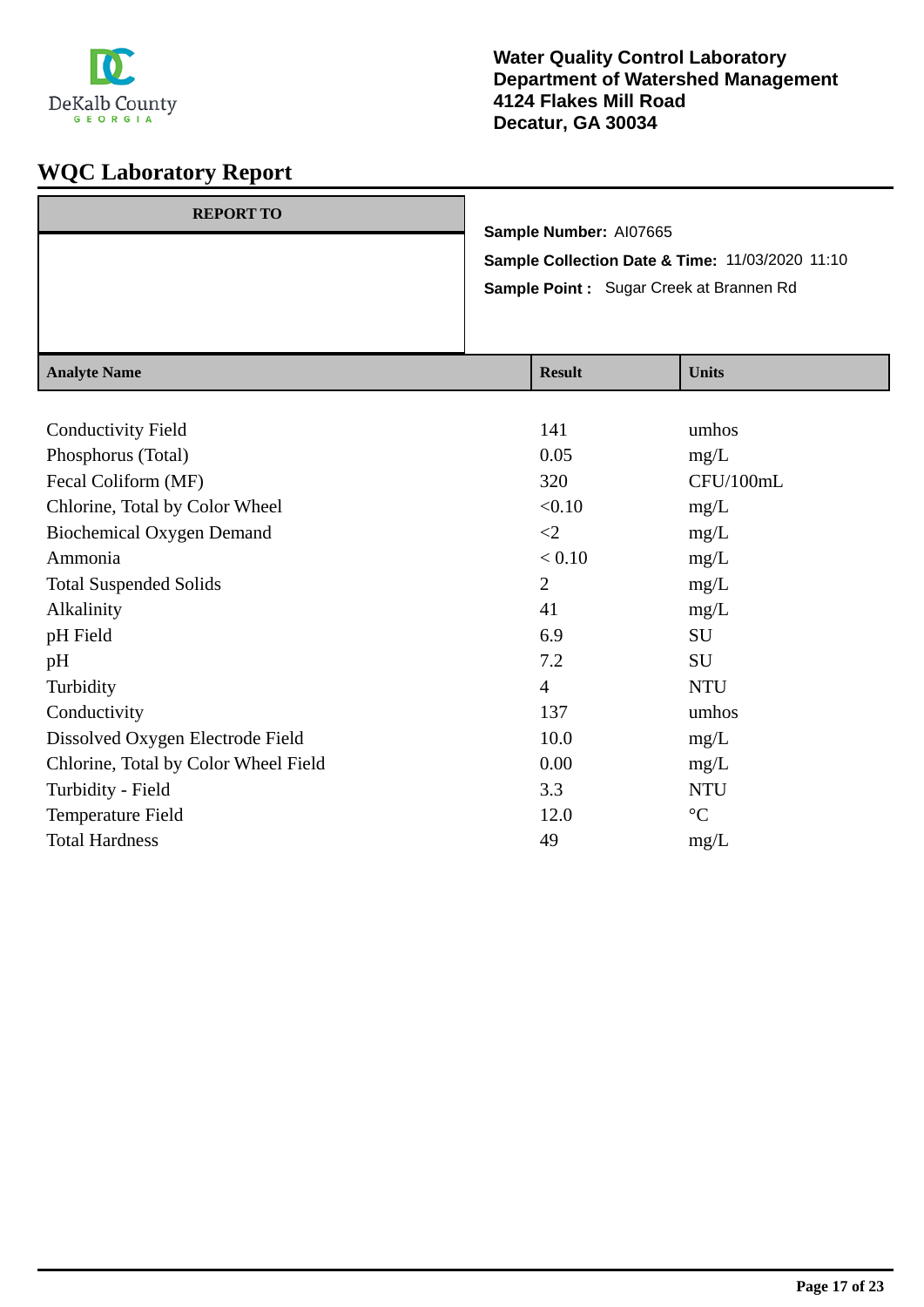**Water Quality Control Laboratory**
**Department of Watershed Management**
**4124 Flakes Mill Road**
**Decatur, GA 30034**

# WQC Laboratory Report

**REPORT TO**

**Sample Number:** AI07665

**Sample Collection Date & Time:** 11/03/2020 11:10

**Sample Point :** Sugar Creek at Brannen Rd

| Analyte Name | Result | Units |
|---|---|---|
| Conductivity Field | 141 | umhos |
| Phosphorus (Total) | 0.05 | mg/L |
| Fecal Coliform (MF) | 320 | CFU/100mL |
| Chlorine, Total by Color Wheel | <0.10 | mg/L |
| Biochemical Oxygen Demand | <2 | mg/L |
| Ammonia | < 0.10 | mg/L |
| Total Suspended Solids | 2 | mg/L |
| Alkalinity | 41 | mg/L |
| pH Field | 6.9 | SU |
| pH | 7.2 | SU |
| Turbidity | 4 | NTU |
| Conductivity | 137 | umhos |
| Dissolved Oxygen Electrode Field | 10.0 | mg/L |
| Chlorine, Total by Color Wheel Field | 0.00 | mg/L |
| Turbidity - Field | 3.3 | NTU |
| Temperature Field | 12.0 | °C |
| Total Hardness | 49 | mg/L |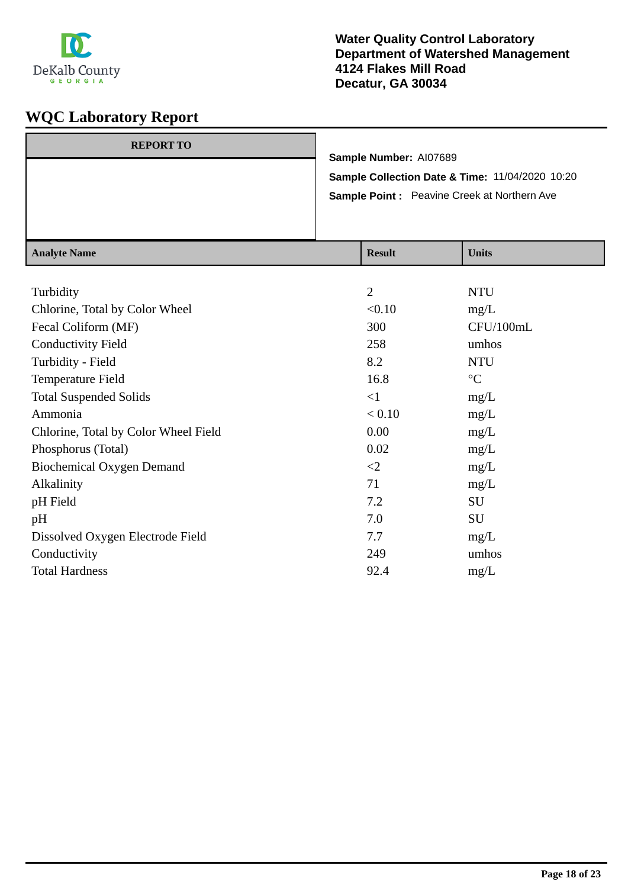DeKalb County
GEORGIA

**Water Quality Control Laboratory**
**Department of Watershed Management**
**4124 Flakes Mill Road**
**Decatur, GA 30034**

# WQC Laboratory Report

**REPORT TO**

**Sample Number:** AI07689
**Sample Collection Date & Time:** 11/04/2020 10:20
**Sample Point :** Peavine Creek at Northern Ave

| Analyte Name | Result | Units |
|---|---|---|
| Turbidity | 2 | NTU |
| Chlorine, Total by Color Wheel | <0.10 | mg/L |
| Fecal Coliform (MF) | 300 | CFU/100mL |
| Conductivity Field | 258 | umhos |
| Turbidity - Field | 8.2 | NTU |
| Temperature Field | 16.8 | °C |
| Total Suspended Solids | <1 | mg/L |
| Ammonia | < 0.10 | mg/L |
| Chlorine, Total by Color Wheel Field | 0.00 | mg/L |
| Phosphorus (Total) | 0.02 | mg/L |
| Biochemical Oxygen Demand | <2 | mg/L |
| Alkalinity | 71 | mg/L |
| pH Field | 7.2 | SU |
| pH | 7.0 | SU |
| Dissolved Oxygen Electrode Field | 7.7 | mg/L |
| Conductivity | 249 | umhos |
| Total Hardness | 92.4 | mg/L |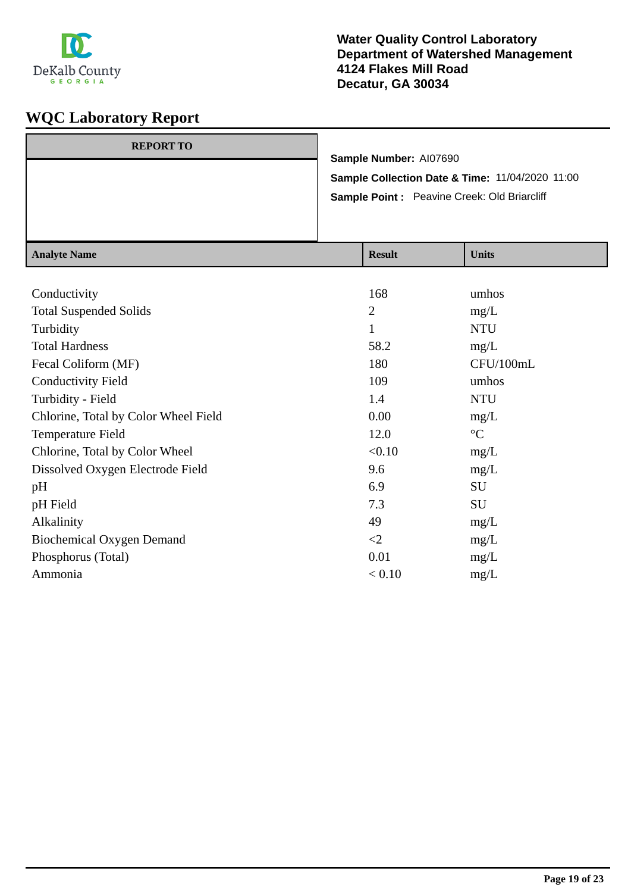Water Quality Control Laboratory
Department of Watershed Management
4124 Flakes Mill Road
Decatur, GA 30034

# WQC Laboratory Report

| REPORT TO |
| --- |
| |

**Sample Number:** AI07690

**Sample Collection Date & Time:** 11/04/2020 11:00

**Sample Point :** Peavine Creek: Old Briarcliff

| Analyte Name | Result | Units |
| --- | --- | --- |
| Conductivity | 168 | umhos |
| Total Suspended Solids | 2 | mg/L |
| Turbidity | 1 | NTU |
| Total Hardness | 58.2 | mg/L |
| Fecal Coliform (MF) | 180 | CFU/100mL |
| Conductivity Field | 109 | umhos |
| Turbidity - Field | 1.4 | NTU |
| Chlorine, Total by Color Wheel Field | 0.00 | mg/L |
| Temperature Field | 12.0 | °C |
| Chlorine, Total by Color Wheel | <0.10 | mg/L |
| Dissolved Oxygen Electrode Field | 9.6 | mg/L |
| pH | 6.9 | SU |
| pH Field | 7.3 | SU |
| Alkalinity | 49 | mg/L |
| Biochemical Oxygen Demand | <2 | mg/L |
| Phosphorus (Total) | 0.01 | mg/L |
| Ammonia | < 0.10 | mg/L |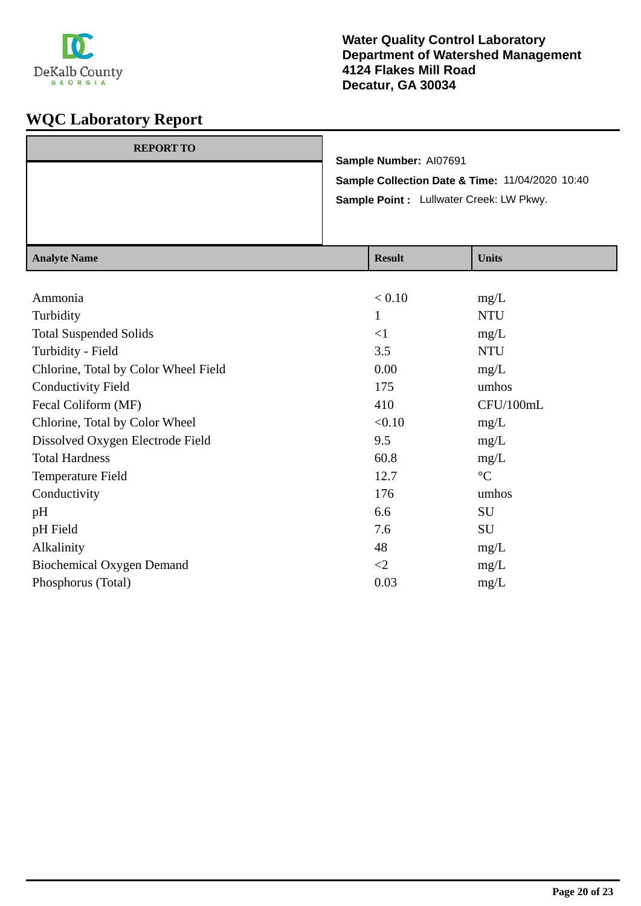**Water Quality Control Laboratory**
**Department of Watershed Management**
**4124 Flakes Mill Road**
**Decatur, GA 30034**

# WQC Laboratory Report

**REPORT TO**

**Sample Number:** AI07691
**Sample Collection Date & Time:** 11/04/2020 10:40
**Sample Point :** Lullwater Creek: LW Pkwy.

| Analyte Name | Result | Units |
|---|---|---|
| Ammonia | < 0.10 | mg/L |
| Turbidity | 1 | NTU |
| Total Suspended Solids | <1 | mg/L |
| Turbidity - Field | 3.5 | NTU |
| Chlorine, Total by Color Wheel Field | 0.00 | mg/L |
| Conductivity Field | 175 | umhos |
| Fecal Coliform (MF) | 410 | CFU/100mL |
| Chlorine, Total by Color Wheel | <0.10 | mg/L |
| Dissolved Oxygen Electrode Field | 9.5 | mg/L |
| Total Hardness | 60.8 | mg/L |
| Temperature Field | 12.7 | °C |
| Conductivity | 176 | umhos |
| pH | 6.6 | SU |
| pH Field | 7.6 | SU |
| Alkalinity | 48 | mg/L |
| Biochemical Oxygen Demand | <2 | mg/L |
| Phosphorus (Total) | 0.03 | mg/L |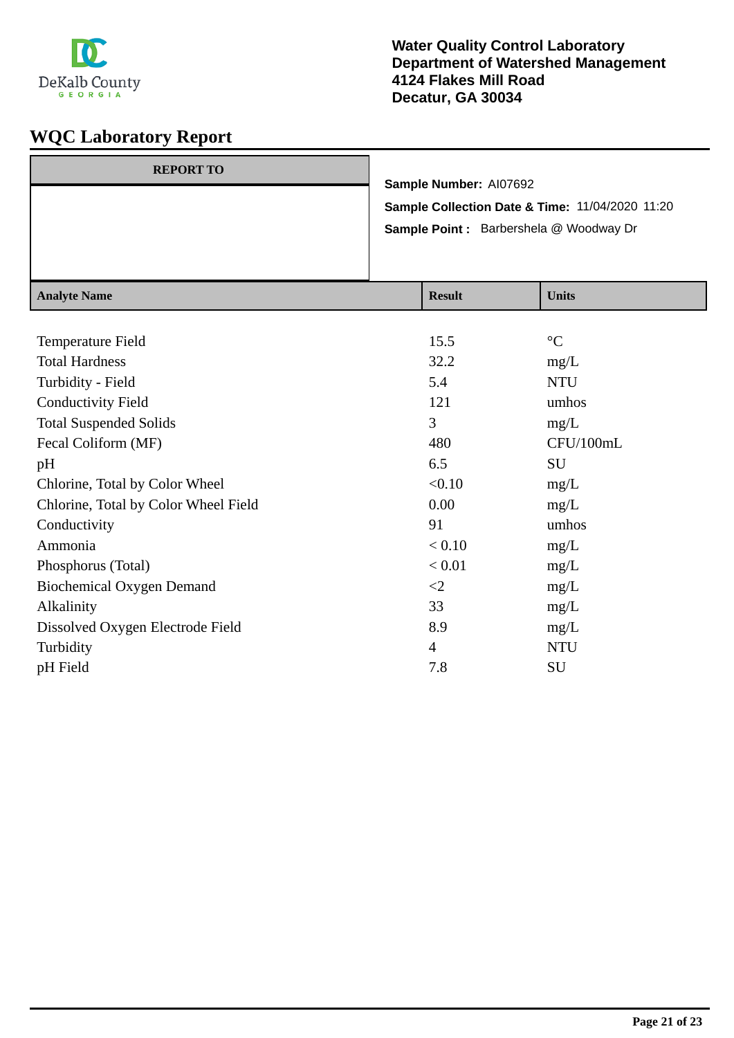DeKalb County GEORGIA

**Water Quality Control Laboratory**
**Department of Watershed Management**
**4124 Flakes Mill Road**
**Decatur, GA 30034**

# WQC Laboratory Report

| REPORT TO |
|---|
| |

**Sample Number:** AI07692
**Sample Collection Date & Time:** 11/04/2020 11:20
**Sample Point :** Barbershela @ Woodway Dr

| Analyte Name | Result | Units |
|---|---|---|
| Temperature Field | 15.5 | °C |
| Total Hardness | 32.2 | mg/L |
| Turbidity - Field | 5.4 | NTU |
| Conductivity Field | 121 | umhos |
| Total Suspended Solids | 3 | mg/L |
| Fecal Coliform (MF) | 480 | CFU/100mL |
| pH | 6.5 | SU |
| Chlorine, Total by Color Wheel | <0.10 | mg/L |
| Chlorine, Total by Color Wheel Field | 0.00 | mg/L |
| Conductivity | 91 | umhos |
| Ammonia | < 0.10 | mg/L |
| Phosphorus (Total) | < 0.01 | mg/L |
| Biochemical Oxygen Demand | <2 | mg/L |
| Alkalinity | 33 | mg/L |
| Dissolved Oxygen Electrode Field | 8.9 | mg/L |
| Turbidity | 4 | NTU |
| pH Field | 7.8 | SU |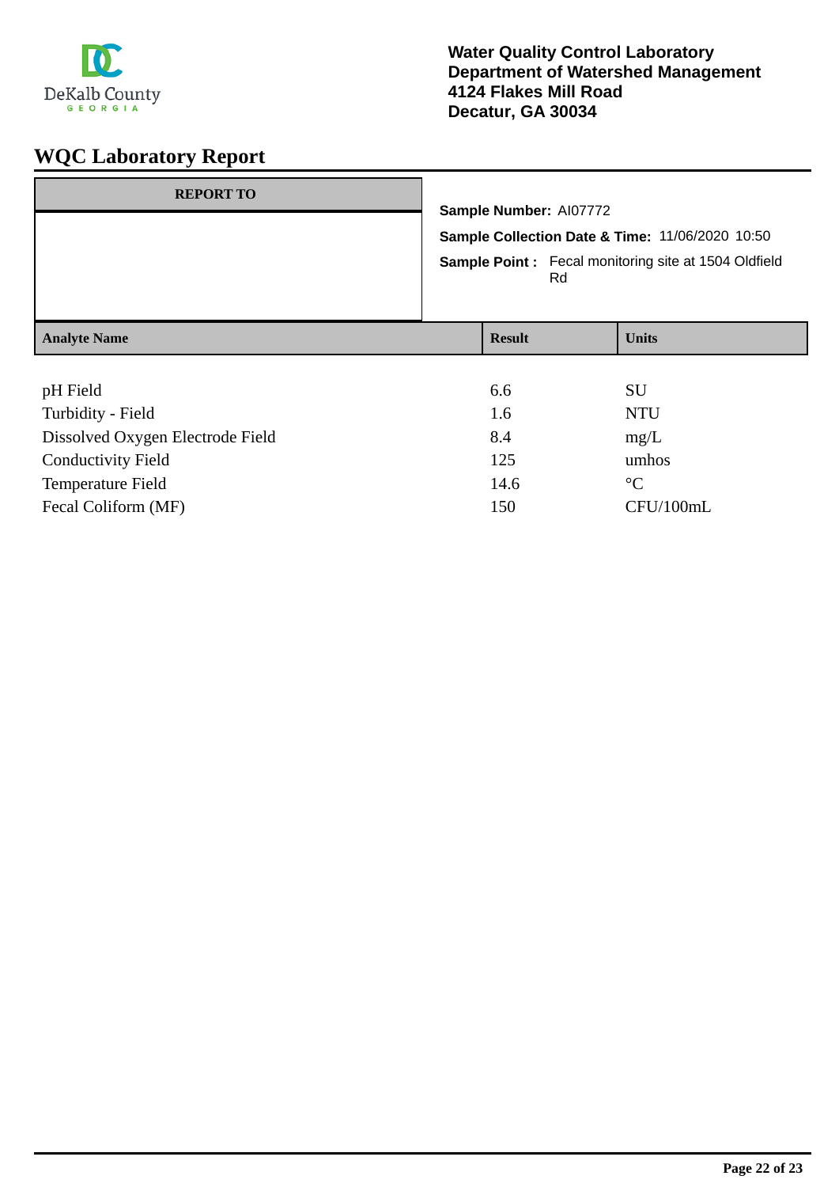Water Quality Control Laboratory
Department of Watershed Management
4124 Flakes Mill Road
Decatur, GA 30034

# WQC Laboratory Report

**REPORT TO**

**Sample Number:** AI07772

**Sample Collection Date & Time:** 11/06/2020 10:50

**Sample Point :** Fecal monitoring site at 1504 Oldfield Rd

| Analyte Name | Result | Units |
|---|---|---|
| pH Field | 6.6 | SU |
| Turbidity - Field | 1.6 | NTU |
| Dissolved Oxygen Electrode Field | 8.4 | mg/L |
| Conductivity Field | 125 | umhos |
| Temperature Field | 14.6 | °C |
| Fecal Coliform (MF) | 150 | CFU/100mL |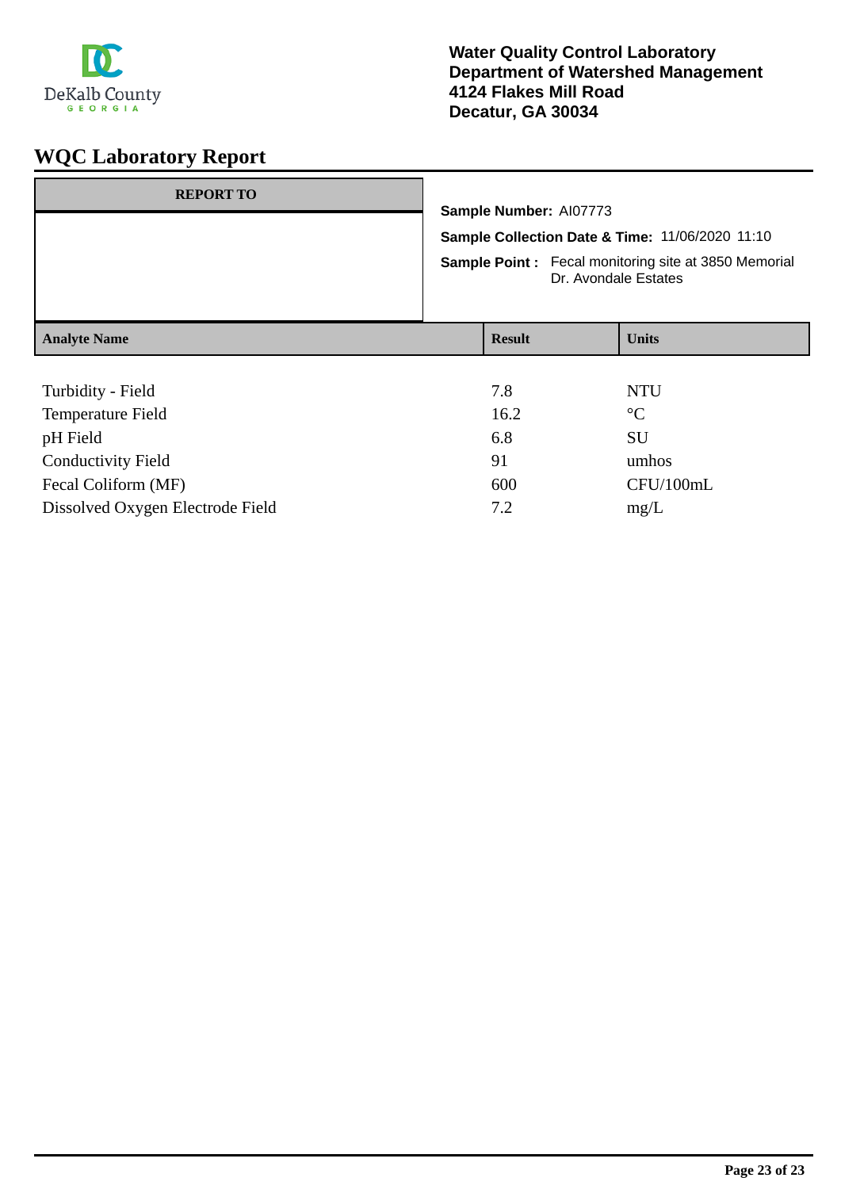Water Quality Control Laboratory
Department of Watershed Management
4124 Flakes Mill Road
Decatur, GA 30034

# WQC Laboratory Report

**REPORT TO**

**Sample Number:** AI07773

**Sample Collection Date & Time:** 11/06/2020 11:10

**Sample Point :** Fecal monitoring site at 3850 Memorial Dr. Avondale Estates

| Analyte Name | Result | Units |
|---|---|---|
| Turbidity - Field | 7.8 | NTU |
| Temperature Field | 16.2 | °C |
| pH Field | 6.8 | SU |
| Conductivity Field | 91 | umhos |
| Fecal Coliform (MF) | 600 | CFU/100mL |
| Dissolved Oxygen Electrode Field | 7.2 | mg/L |